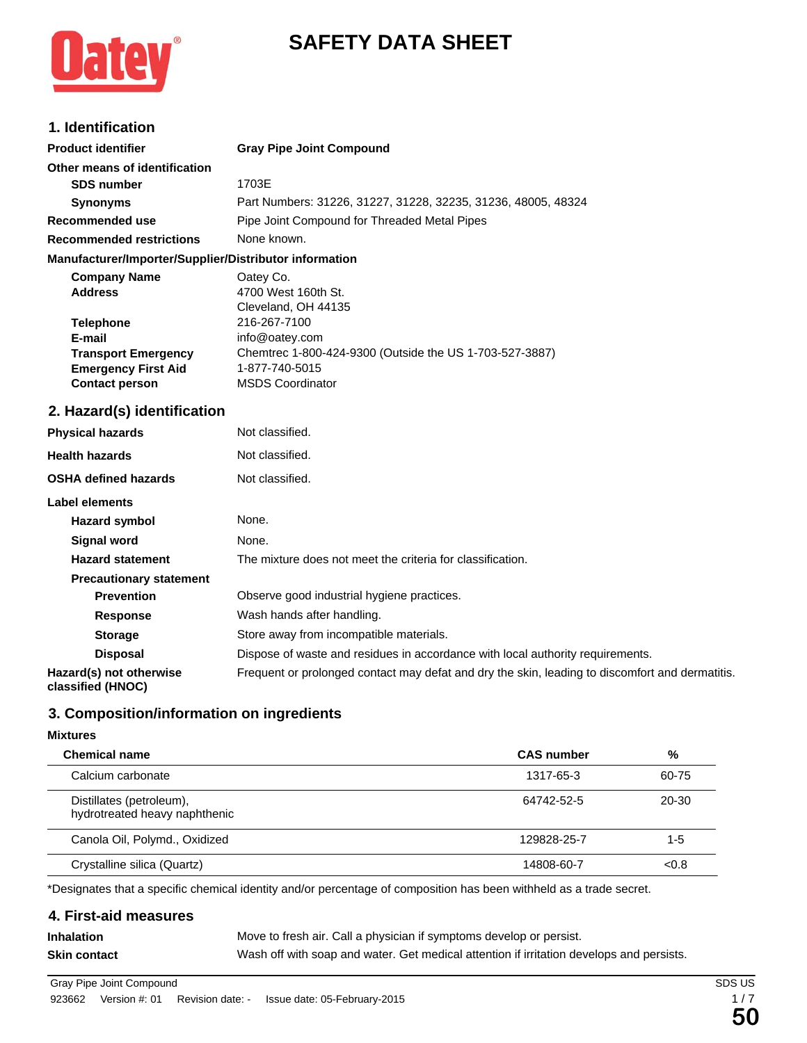# SAFETY DATA SHEET

## 1. Identification

| | |
|---|---|
| **Product identifier** | **Gray Pipe Joint Compound** |
| **Other means of identification** | |
| **SDS number** | 1703E |
| **Synonyms** | Part Numbers: 31226, 31227, 31228, 32235, 31236, 48005, 48324 |
| **Recommended use** | Pipe Joint Compound for Threaded Metal Pipes |
| **Recommended restrictions** | None known. |

**Manufacturer/Importer/Supplier/Distributor information**

| | |
|---|---|
| **Company Name** | Oatey Co. |
| **Address** | 4700 West 160th St.<br>Cleveland, OH 44135 |
| **Telephone** | 216-267-7100 |
| **E-mail** | info@oatey.com |
| **Transport Emergency** | Chemtrec 1-800-424-9300 (Outside the US 1-703-527-3887) |
| **Emergency First Aid** | 1-877-740-5015 |
| **Contact person** | MSDS Coordinator |

## 2. Hazard(s) identification

| | |
|---|---|
| **Physical hazards** | Not classified. |
| **Health hazards** | Not classified. |
| **OSHA defined hazards** | Not classified. |

**Label elements**

| | |
|---|---|
| **Hazard symbol** | None. |
| **Signal word** | None. |
| **Hazard statement** | The mixture does not meet the criteria for classification. |
| **Precautionary statement** | |
| **Prevention** | Observe good industrial hygiene practices. |
| **Response** | Wash hands after handling. |
| **Storage** | Store away from incompatible materials. |
| **Disposal** | Dispose of waste and residues in accordance with local authority requirements. |
| **Hazard(s) not otherwise classified (HNOC)** | Frequent or prolonged contact may defat and dry the skin, leading to discomfort and dermatitis. |

## 3. Composition/information on ingredients

**Mixtures**

| Chemical name | CAS number | % |
|---|---|---|
| Calcium carbonate | 1317-65-3 | 60-75 |
| Distillates (petroleum), hydrotreated heavy naphthenic | 64742-52-5 | 20-30 |
| Canola Oil, Polymd., Oxidized | 129828-25-7 | 1-5 |
| Crystalline silica (Quartz) | 14808-60-7 | <0.8 |

*Designates that a specific chemical identity and/or percentage of composition has been withheld as a trade secret.

## 4. First-aid measures

| | |
|---|---|
| **Inhalation** | Move to fresh air. Call a physician if symptoms develop or persist. |
| **Skin contact** | Wash off with soap and water. Get medical attention if irritation develops and persists. |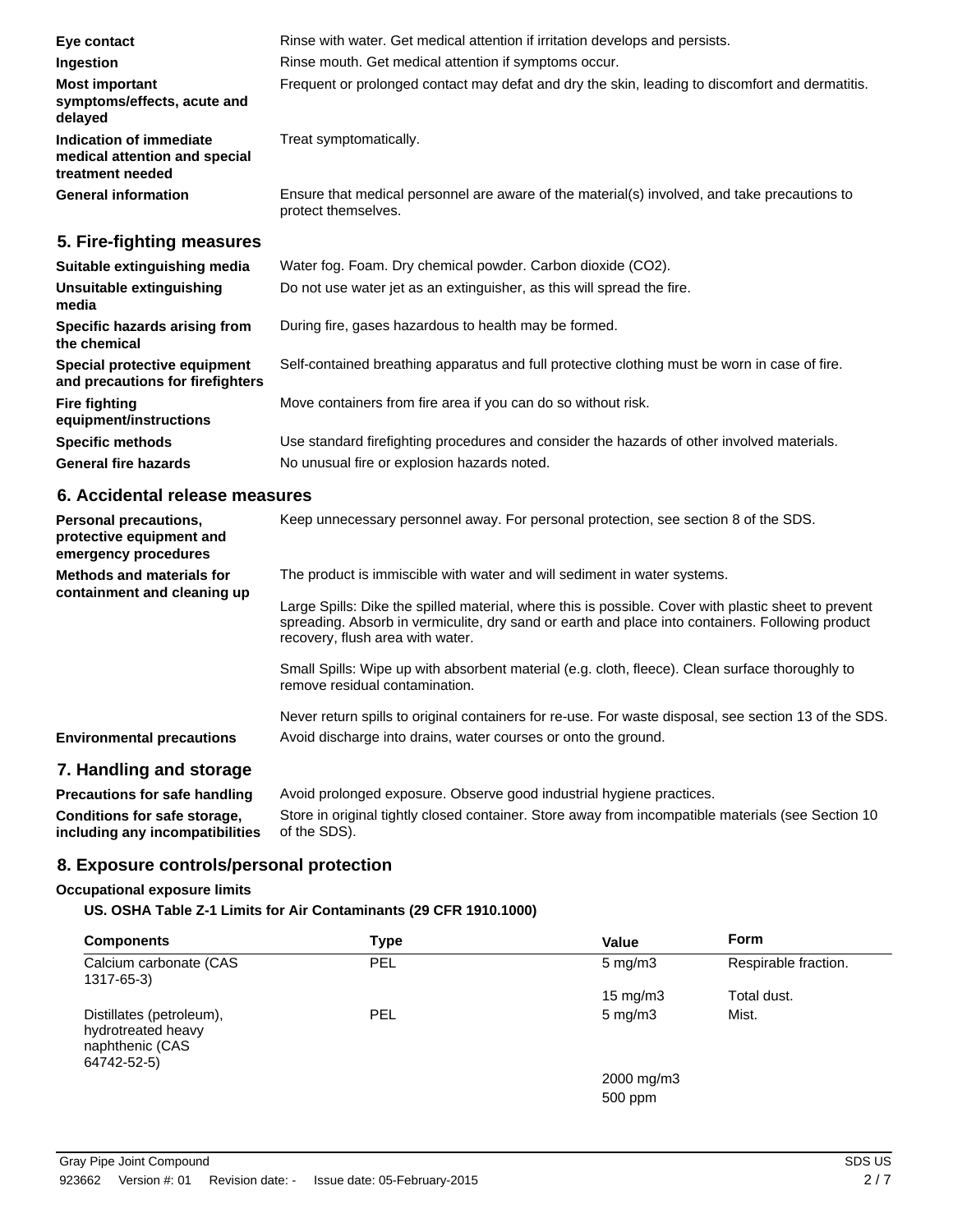| | |
|---|---|
| **Eye contact** | Rinse with water. Get medical attention if irritation develops and persists. |
| **Ingestion** | Rinse mouth. Get medical attention if symptoms occur. |
| **Most important symptoms/effects, acute and delayed** | Frequent or prolonged contact may defat and dry the skin, leading to discomfort and dermatitis. |
| **Indication of immediate medical attention and special treatment needed** | Treat symptomatically. |
| **General information** | Ensure that medical personnel are aware of the material(s) involved, and take precautions to protect themselves. |

## 5. Fire-fighting measures

| | |
|---|---|
| **Suitable extinguishing media** | Water fog. Foam. Dry chemical powder. Carbon dioxide ($CO_2$). |
| **Unsuitable extinguishing media** | Do not use water jet as an extinguisher, as this will spread the fire. |
| **Specific hazards arising from the chemical** | During fire, gases hazardous to health may be formed. |
| **Special protective equipment and precautions for firefighters** | Self-contained breathing apparatus and full protective clothing must be worn in case of fire. |
| **Fire fighting equipment/instructions** | Move containers from fire area if you can do so without risk. |
| **Specific methods** | Use standard firefighting procedures and consider the hazards of other involved materials. |
| **General fire hazards** | No unusual fire or explosion hazards noted. |

## 6. Accidental release measures

**Personal precautions, protective equipment and emergency procedures**
Keep unnecessary personnel away. For personal protection, see section 8 of the SDS.

**Methods and materials for containment and cleaning up**
The product is immiscible with water and will sediment in water systems.

Large Spills: Dike the spilled material, where this is possible. Cover with plastic sheet to prevent spreading. Absorb in vermiculite, dry sand or earth and place into containers. Following product recovery, flush area with water.

Small Spills: Wipe up with absorbent material (e.g. cloth, fleece). Clean surface thoroughly to remove residual contamination.

Never return spills to original containers for re-use. For waste disposal, see section 13 of the SDS.

**Environmental precautions**
Avoid discharge into drains, water courses or onto the ground.

## 7. Handling and storage

| | |
|---|---|
| **Precautions for safe handling** | Avoid prolonged exposure. Observe good industrial hygiene practices. |
| **Conditions for safe storage, including any incompatibilities** | Store in original tightly closed container. Store away from incompatible materials (see Section 10 of the SDS). |

## 8. Exposure controls/personal protection

**Occupational exposure limits**

**US. OSHA Table Z-1 Limits for Air Contaminants (29 CFR 1910.1000)**

| Components | Type | Value | Form |
|---|---|---|---|
| Calcium carbonate (CAS 1317-65-3) | PEL | 5 mg/m3 | Respirable fraction. |
| | | 15 mg/m3 | Total dust. |
| Distillates (petroleum), hydrotreated heavy naphthenic (CAS 64742-52-5) | PEL | 5 mg/m3 | Mist. |
| | | 2000 mg/m3 | |
| | | 500 ppm | |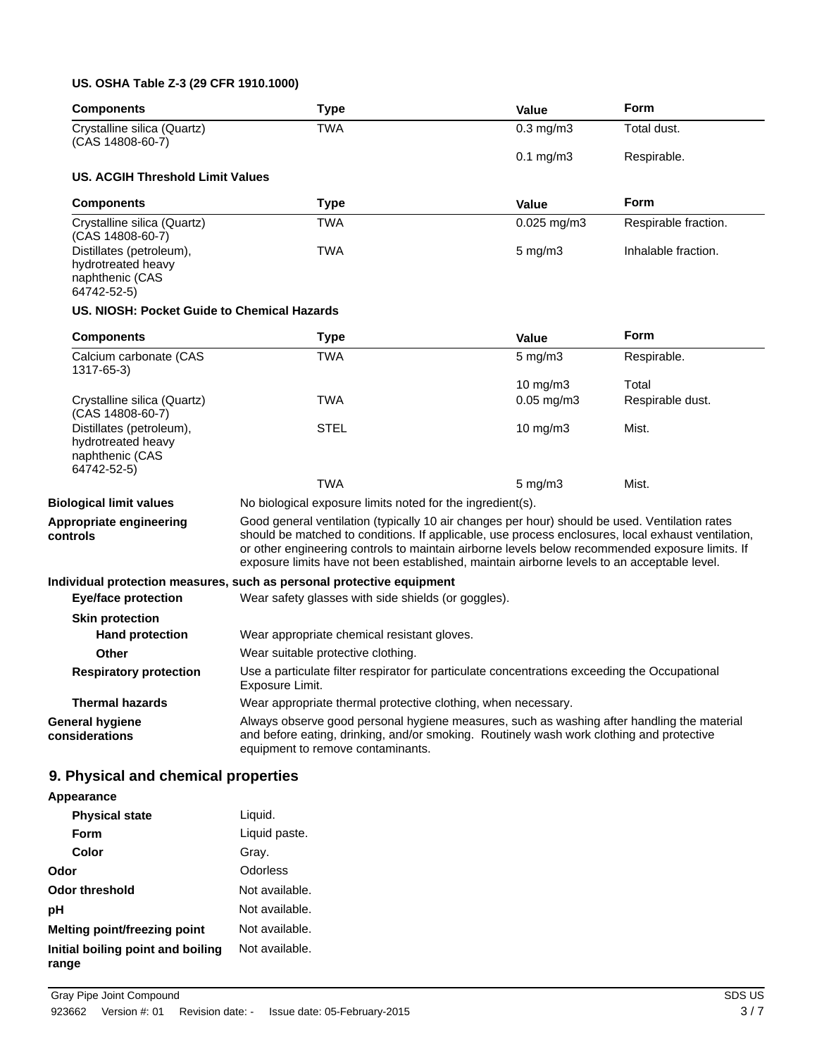**US. OSHA Table Z-3 (29 CFR 1910.1000)**

| Components | Type | Value | Form |
|---|---|---|---|
| Crystalline silica (Quartz) (CAS 14808-60-7) | TWA | 0.3 mg/m3 | Total dust. |
| | | 0.1 mg/m3 | Respirable. |

**US. ACGIH Threshold Limit Values**

| Components | Type | Value | Form |
|---|---|---|---|
| Crystalline silica (Quartz) (CAS 14808-60-7) | TWA | 0.025 mg/m3 | Respirable fraction. |
| Distillates (petroleum), hydrotreated heavy naphthenic (CAS 64742-52-5) | TWA | 5 mg/m3 | Inhalable fraction. |

**US. NIOSH: Pocket Guide to Chemical Hazards**

| Components | Type | Value | Form |
|---|---|---|---|
| Calcium carbonate (CAS 1317-65-3) | TWA | 5 mg/m3 | Respirable. |
| | | 10 mg/m3 | Total |
| Crystalline silica (Quartz) (CAS 14808-60-7) | TWA | 0.05 mg/m3 | Respirable dust. |
| Distillates (petroleum), hydrotreated heavy naphthenic (CAS 64742-52-5) | STEL | 10 mg/m3 | Mist. |
| | TWA | 5 mg/m3 | Mist. |

**Biological limit values** No biological exposure limits noted for the ingredient(s).

**Appropriate engineering controls** Good general ventilation (typically 10 air changes per hour) should be used. Ventilation rates should be matched to conditions. If applicable, use process enclosures, local exhaust ventilation, or other engineering controls to maintain airborne levels below recommended exposure limits. If exposure limits have not been established, maintain airborne levels to an acceptable level.

**Individual protection measures, such as personal protective equipment**

**Eye/face protection** Wear safety glasses with side shields (or goggles).

**Skin protection**

**Hand protection** Wear appropriate chemical resistant gloves.

**Other** Wear suitable protective clothing.

**Respiratory protection** Use a particulate filter respirator for particulate concentrations exceeding the Occupational Exposure Limit.

**Thermal hazards** Wear appropriate thermal protective clothing, when necessary.

**General hygiene considerations** Always observe good personal hygiene measures, such as washing after handling the material and before eating, drinking, and/or smoking. Routinely wash work clothing and protective equipment to remove contaminants.

## 9. Physical and chemical properties

**Appearance**

**Physical state** Liquid.

**Form** Liquid paste.

**Color** Gray.

**Odor** Odorless

**Odor threshold** Not available.

**pH** Not available.

**Melting point/freezing point** Not available.

**Initial boiling point and boiling range** Not available.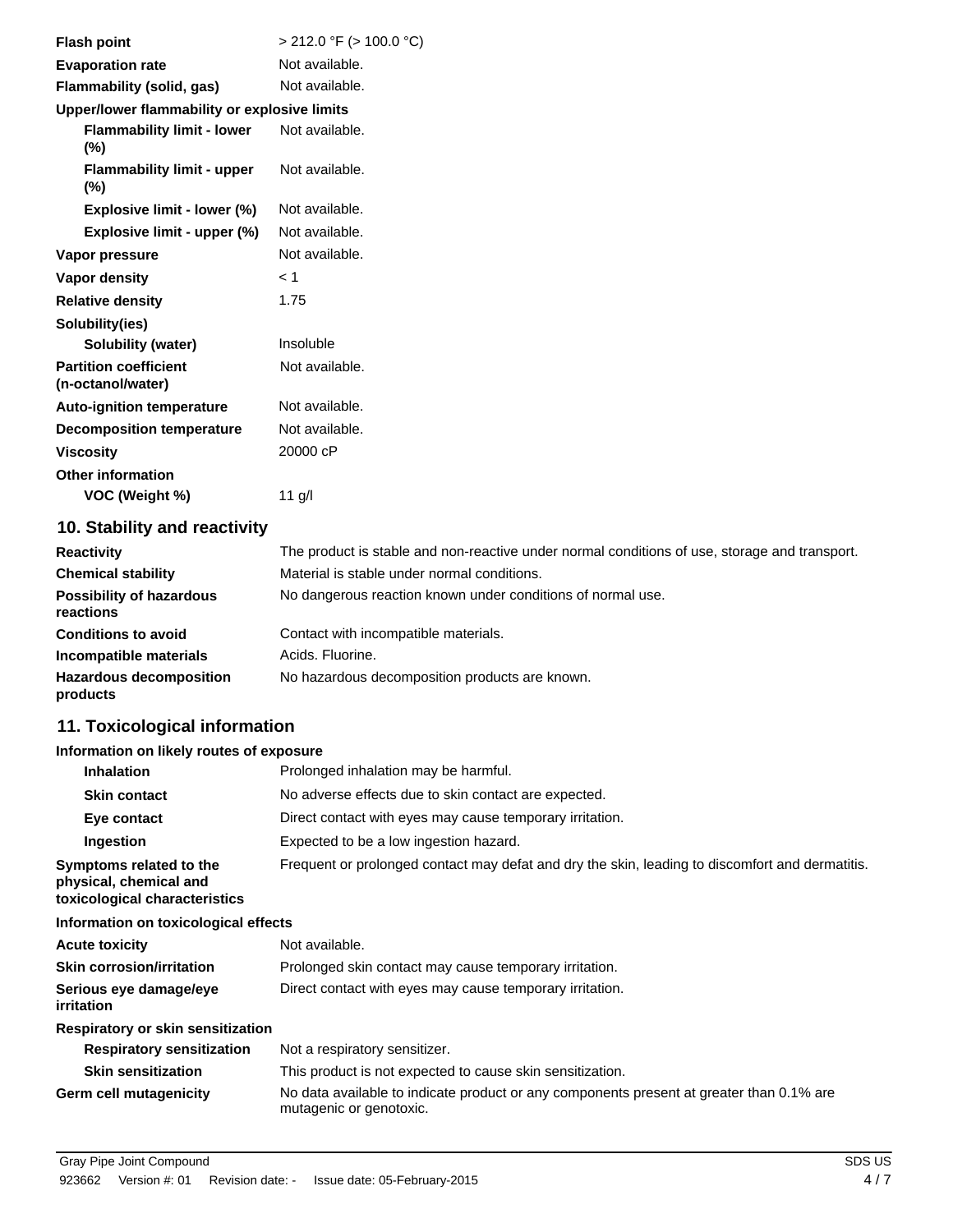| | |
|---|---|
| **Flash point** | > 212.0 °F (> 100.0 °C) |
| **Evaporation rate** | Not available. |
| **Flammability (solid, gas)** | Not available. |
| **Upper/lower flammability or explosive limits** | |
| **Flammability limit - lower (%)** | Not available. |
| **Flammability limit - upper (%)** | Not available. |
| **Explosive limit - lower (%)** | Not available. |
| **Explosive limit - upper (%)** | Not available. |
| **Vapor pressure** | Not available. |
| **Vapor density** | < 1 |
| **Relative density** | 1.75 |
| **Solubility(ies)** | |
| **Solubility (water)** | Insoluble |
| **Partition coefficient (n-octanol/water)** | Not available. |
| **Auto-ignition temperature** | Not available. |
| **Decomposition temperature** | Not available. |
| **Viscosity** | 20000 cP |
| **Other information** | |
| **VOC (Weight %)** | 11 g/l |

## 10. Stability and reactivity

| | |
|---|---|
| **Reactivity** | The product is stable and non-reactive under normal conditions of use, storage and transport. |
| **Chemical stability** | Material is stable under normal conditions. |
| **Possibility of hazardous reactions** | No dangerous reaction known under conditions of normal use. |
| **Conditions to avoid** | Contact with incompatible materials. |
| **Incompatible materials** | Acids. Fluorine. |
| **Hazardous decomposition products** | No hazardous decomposition products are known. |

## 11. Toxicological information

**Information on likely routes of exposure**

| | |
|---|---|
| **Inhalation** | Prolonged inhalation may be harmful. |
| **Skin contact** | No adverse effects due to skin contact are expected. |
| **Eye contact** | Direct contact with eyes may cause temporary irritation. |
| **Ingestion** | Expected to be a low ingestion hazard. |
| **Symptoms related to the physical, chemical and toxicological characteristics** | Frequent or prolonged contact may defat and dry the skin, leading to discomfort and dermatitis. |

**Information on toxicological effects**

| | |
|---|---|
| **Acute toxicity** | Not available. |
| **Skin corrosion/irritation** | Prolonged skin contact may cause temporary irritation. |
| **Serious eye damage/eye irritation** | Direct contact with eyes may cause temporary irritation. |
| **Respiratory or skin sensitization** | |
| **Respiratory sensitization** | Not a respiratory sensitizer. |
| **Skin sensitization** | This product is not expected to cause skin sensitization. |
| **Germ cell mutagenicity** | No data available to indicate product or any components present at greater than 0.1% are mutagenic or genotoxic. |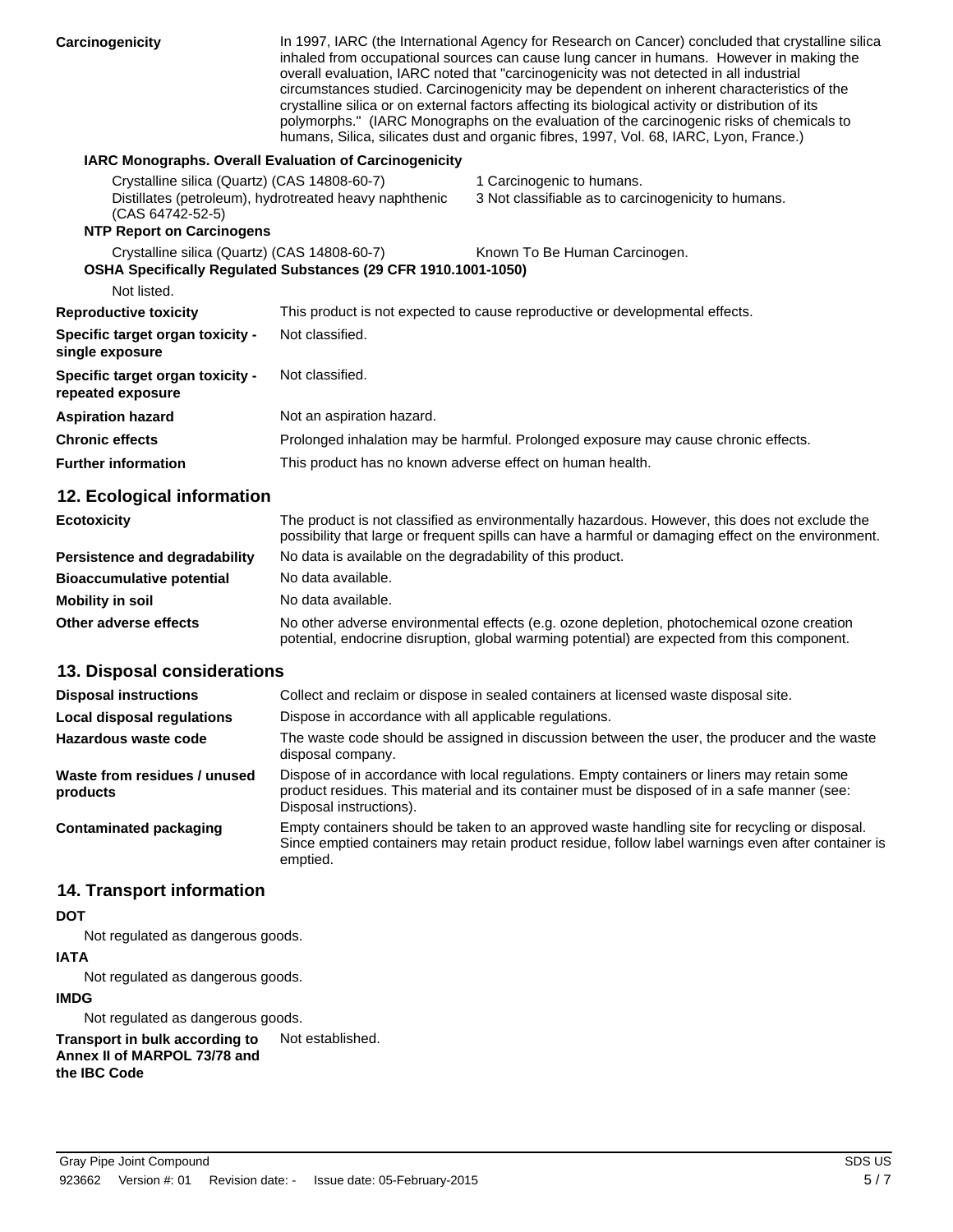**Carcinogenicity**

In 1997, IARC (the International Agency for Research on Cancer) concluded that crystalline silica inhaled from occupational sources can cause lung cancer in humans. However in making the overall evaluation, IARC noted that "carcinogenicity was not detected in all industrial circumstances studied. Carcinogenicity may be dependent on inherent characteristics of the crystalline silica or on external factors affecting its biological activity or distribution of its polymorphs." (IARC Monographs on the evaluation of the carcinogenic risks of chemicals to humans, Silica, silicates dust and organic fibres, 1997, Vol. 68, IARC, Lyon, France.)

**IARC Monographs. Overall Evaluation of Carcinogenicity**

| | |
|---|---|
| Crystalline silica (Quartz) (CAS 14808-60-7) | 1 Carcinogenic to humans. |
| Distillates (petroleum), hydrotreated heavy naphthenic (CAS 64742-52-5) | 3 Not classifiable as to carcinogenicity to humans. |

**NTP Report on Carcinogens**

| | |
|---|---|
| Crystalline silica (Quartz) (CAS 14808-60-7) | Known To Be Human Carcinogen. |

**OSHA Specifically Regulated Substances (29 CFR 1910.1001-1050)**

Not listed.

| | |
|---|---|
| **Reproductive toxicity** | This product is not expected to cause reproductive or developmental effects. |
| **Specific target organ toxicity - single exposure** | Not classified. |
| **Specific target organ toxicity - repeated exposure** | Not classified. |
| **Aspiration hazard** | Not an aspiration hazard. |
| **Chronic effects** | Prolonged inhalation may be harmful. Prolonged exposure may cause chronic effects. |
| **Further information** | This product has no known adverse effect on human health. |

## 12. Ecological information

| | |
|---|---|
| **Ecotoxicity** | The product is not classified as environmentally hazardous. However, this does not exclude the possibility that large or frequent spills can have a harmful or damaging effect on the environment. |
| **Persistence and degradability** | No data is available on the degradability of this product. |
| **Bioaccumulative potential** | No data available. |
| **Mobility in soil** | No data available. |
| **Other adverse effects** | No other adverse environmental effects (e.g. ozone depletion, photochemical ozone creation potential, endocrine disruption, global warming potential) are expected from this component. |

## 13. Disposal considerations

| | |
|---|---|
| **Disposal instructions** | Collect and reclaim or dispose in sealed containers at licensed waste disposal site. |
| **Local disposal regulations** | Dispose in accordance with all applicable regulations. |
| **Hazardous waste code** | The waste code should be assigned in discussion between the user, the producer and the waste disposal company. |
| **Waste from residues / unused products** | Dispose of in accordance with local regulations. Empty containers or liners may retain some product residues. This material and its container must be disposed of in a safe manner (see: Disposal instructions). |
| **Contaminated packaging** | Empty containers should be taken to an approved waste handling site for recycling or disposal. Since emptied containers may retain product residue, follow label warnings even after container is emptied. |

## 14. Transport information

**DOT**

Not regulated as dangerous goods.

**IATA**

Not regulated as dangerous goods.

**IMDG**

Not regulated as dangerous goods.

| | |
|---|---|
| **Transport in bulk according to Annex II of MARPOL 73/78 and the IBC Code** | Not established. |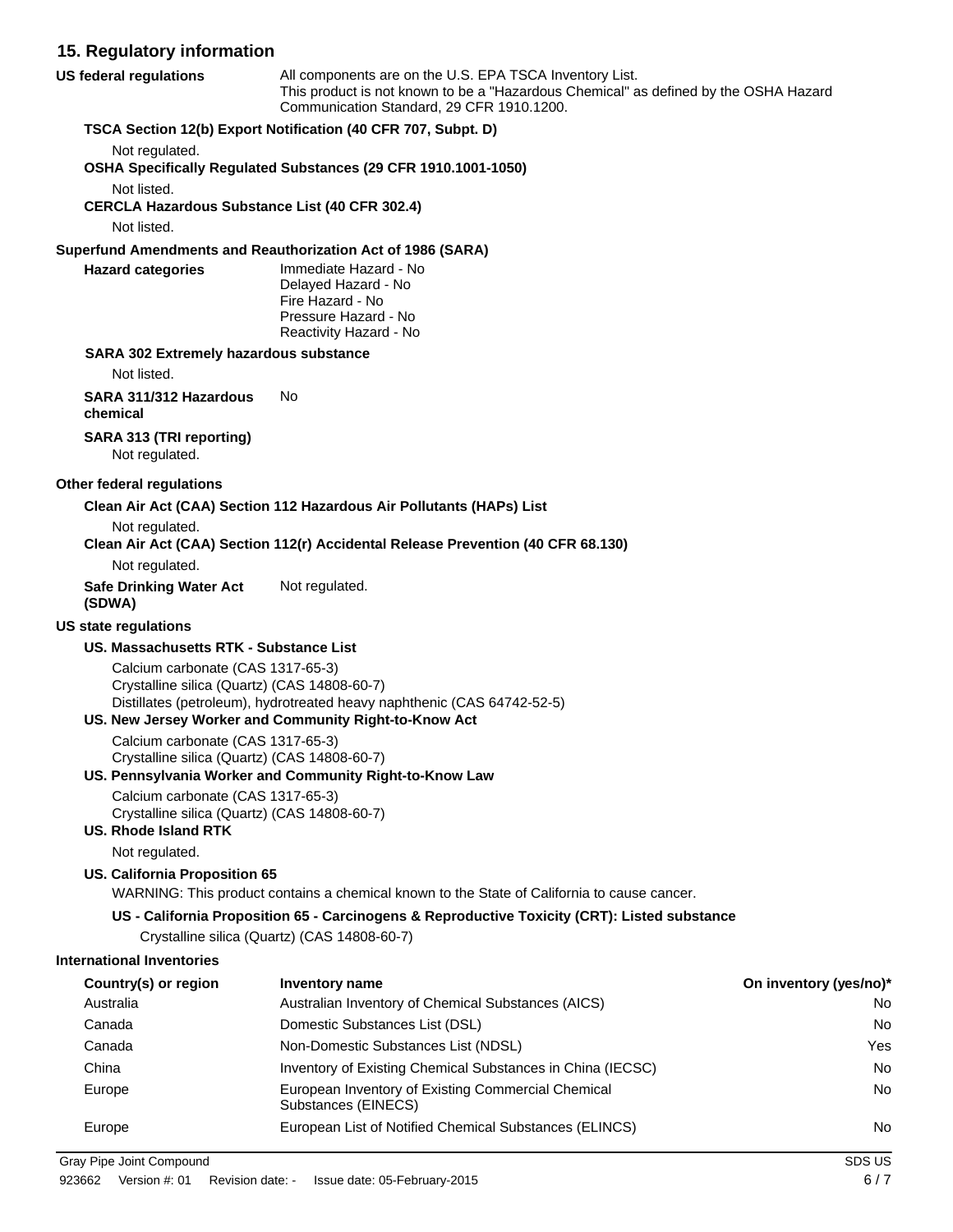## 15. Regulatory information

**US federal regulations**

All components are on the U.S. EPA TSCA Inventory List.
This product is not known to be a "Hazardous Chemical" as defined by the OSHA Hazard Communication Standard, 29 CFR 1910.1200.

**TSCA Section 12(b) Export Notification (40 CFR 707, Subpt. D)**

Not regulated.

**OSHA Specifically Regulated Substances (29 CFR 1910.1001-1050)**

Not listed.

**CERCLA Hazardous Substance List (40 CFR 302.4)**

Not listed.

**Superfund Amendments and Reauthorization Act of 1986 (SARA)**

**Hazard categories**

Immediate Hazard - No
Delayed Hazard - No
Fire Hazard - No
Pressure Hazard - No
Reactivity Hazard - No

**SARA 302 Extremely hazardous substance**

Not listed.

**SARA 311/312 Hazardous chemical** No

**SARA 313 (TRI reporting)**

Not regulated.

**Other federal regulations**

**Clean Air Act (CAA) Section 112 Hazardous Air Pollutants (HAPs) List**

Not regulated.

**Clean Air Act (CAA) Section 112(r) Accidental Release Prevention (40 CFR 68.130)**

Not regulated.

**Safe Drinking Water Act (SDWA)** Not regulated.

**US state regulations**

**US. Massachusetts RTK - Substance List**

Calcium carbonate (CAS 1317-65-3)
Crystalline silica (Quartz) (CAS 14808-60-7)
Distillates (petroleum), hydrotreated heavy naphthenic (CAS 64742-52-5)

**US. New Jersey Worker and Community Right-to-Know Act**

Calcium carbonate (CAS 1317-65-3)
Crystalline silica (Quartz) (CAS 14808-60-7)

**US. Pennsylvania Worker and Community Right-to-Know Law**

Calcium carbonate (CAS 1317-65-3)
Crystalline silica (Quartz) (CAS 14808-60-7)

**US. Rhode Island RTK**

Not regulated.

**US. California Proposition 65**

WARNING: This product contains a chemical known to the State of California to cause cancer.

**US - California Proposition 65 - Carcinogens & Reproductive Toxicity (CRT): Listed substance**

Crystalline silica (Quartz) (CAS 14808-60-7)

**International Inventories**

| Country(s) or region | Inventory name | On inventory (yes/no)* |
|---|---|---|
| Australia | Australian Inventory of Chemical Substances (AICS) | No |
| Canada | Domestic Substances List (DSL) | No |
| Canada | Non-Domestic Substances List (NDSL) | Yes |
| China | Inventory of Existing Chemical Substances in China (IECSC) | No |
| Europe | European Inventory of Existing Commercial Chemical Substances (EINECS) | No |
| Europe | European List of Notified Chemical Substances (ELINCS) | No |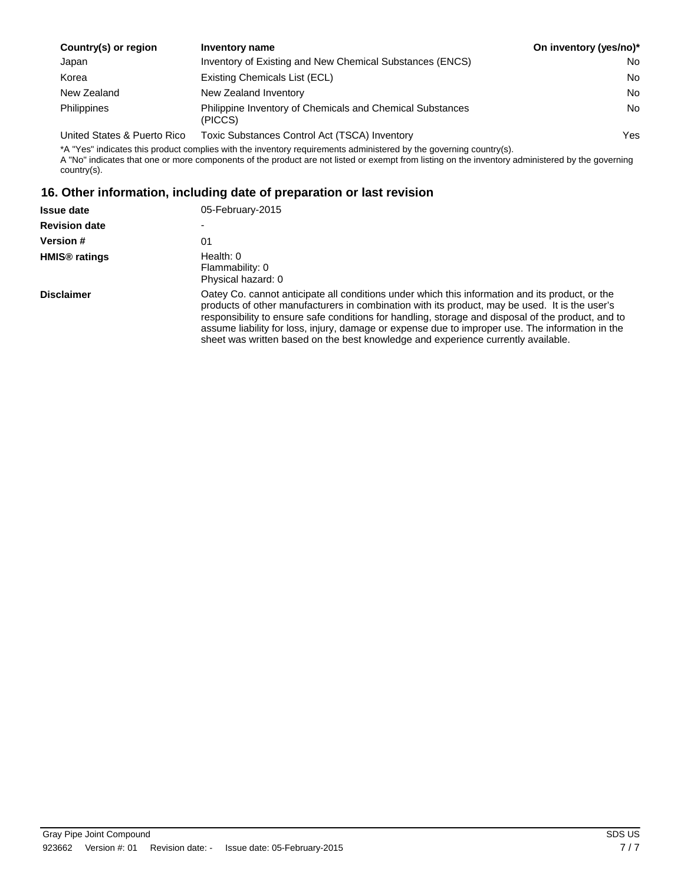| Country(s) or region | Inventory name | On inventory (yes/no)* |
|---|---|---|
| Japan | Inventory of Existing and New Chemical Substances (ENCS) | No |
| Korea | Existing Chemicals List (ECL) | No |
| New Zealand | New Zealand Inventory | No |
| Philippines | Philippine Inventory of Chemicals and Chemical Substances (PICCS) | No |
| United States & Puerto Rico | Toxic Substances Control Act (TSCA) Inventory | Yes |

*A "Yes" indicates this product complies with the inventory requirements administered by the governing country(s).
A "No" indicates that one or more components of the product are not listed or exempt from listing on the inventory administered by the governing country(s).

## 16. Other information, including date of preparation or last revision

**Issue date** 05-February-2015

**Revision date** -

**Version #** 01

**HMIS® ratings**
Health: 0
Flammability: 0
Physical hazard: 0

**Disclaimer** Oatey Co. cannot anticipate all conditions under which this information and its product, or the products of other manufacturers in combination with its product, may be used. It is the user's responsibility to ensure safe conditions for handling, storage and disposal of the product, and to assume liability for loss, injury, damage or expense due to improper use. The information in the sheet was written based on the best knowledge and experience currently available.